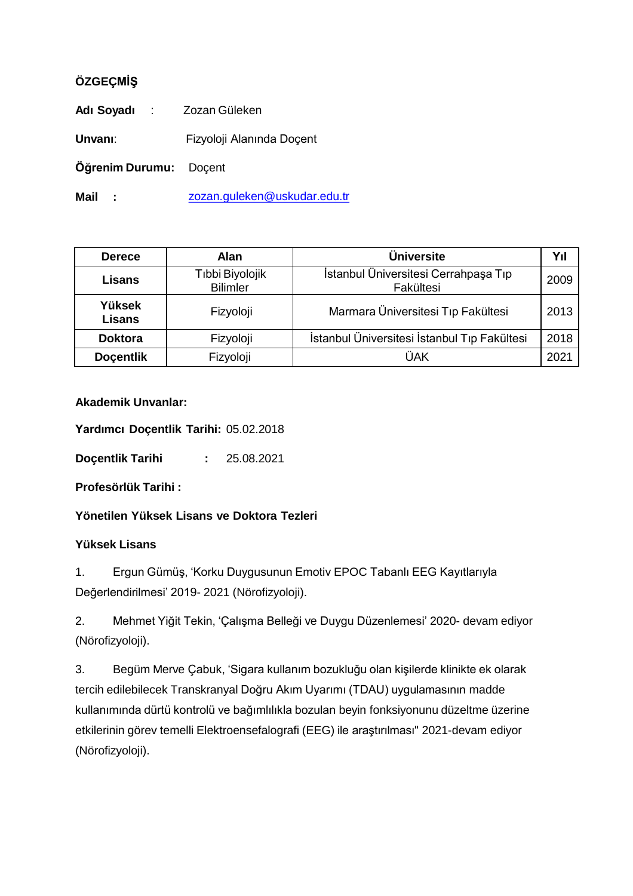**ÖZGEÇMİŞ**

**Adı Soyadı** : Zozan Güleken

**Unvanı**: Fizyoloji Alanında Doçent

**Öğrenim Durumu:** Doçent

**Mail :** zozan.guleken@uskudar.edu.tr

| Derece | Alan | Üniversite | Yıl |
|---|---|---|---|
| **Lisans** | Tıbbi Biyolojik Bilimler | İstanbul Üniversitesi Cerrahpaşa Tıp Fakültesi | 2009 |
| **Yüksek Lisans** | Fizyoloji | Marmara Üniversitesi Tıp Fakültesi | 2013 |
| **Doktora** | Fizyoloji | İstanbul Üniversitesi İstanbul Tıp Fakültesi | 2018 |
| **Doçentlik** | Fizyoloji | ÜAK | 2021 |

**Akademik Unvanlar:**

**Yardımcı Doçentlik Tarihi:** 05.02.2018

**Doçentlik Tarihi :** 25.08.2021

**Profesörlük Tarihi :**

**Yönetilen Yüksek Lisans ve Doktora Tezleri**

**Yüksek Lisans**

1. Ergun Gümüş, 'Korku Duygusunun Emotiv EPOC Tabanlı EEG Kayıtlarıyla Değerlendirilmesi' 2019- 2021 (Nörofizyoloji).

2. Mehmet Yiğit Tekin, 'Çalışma Belleği ve Duygu Düzenlemesi' 2020- devam ediyor (Nörofizyoloji).

3. Begüm Merve Çabuk, 'Sigara kullanım bozukluğu olan kişilerde klinikte ek olarak tercih edilebilecek Transkranyal Doğru Akım Uyarımı (TDAU) uygulamasının madde kullanımında dürtü kontrolü ve bağımlılıkla bozulan beyin fonksiyonunu düzeltme üzerine etkilerinin görev temelli Elektroensefalografi (EEG) ile araştırılması" 2021-devam ediyor (Nörofizyoloji).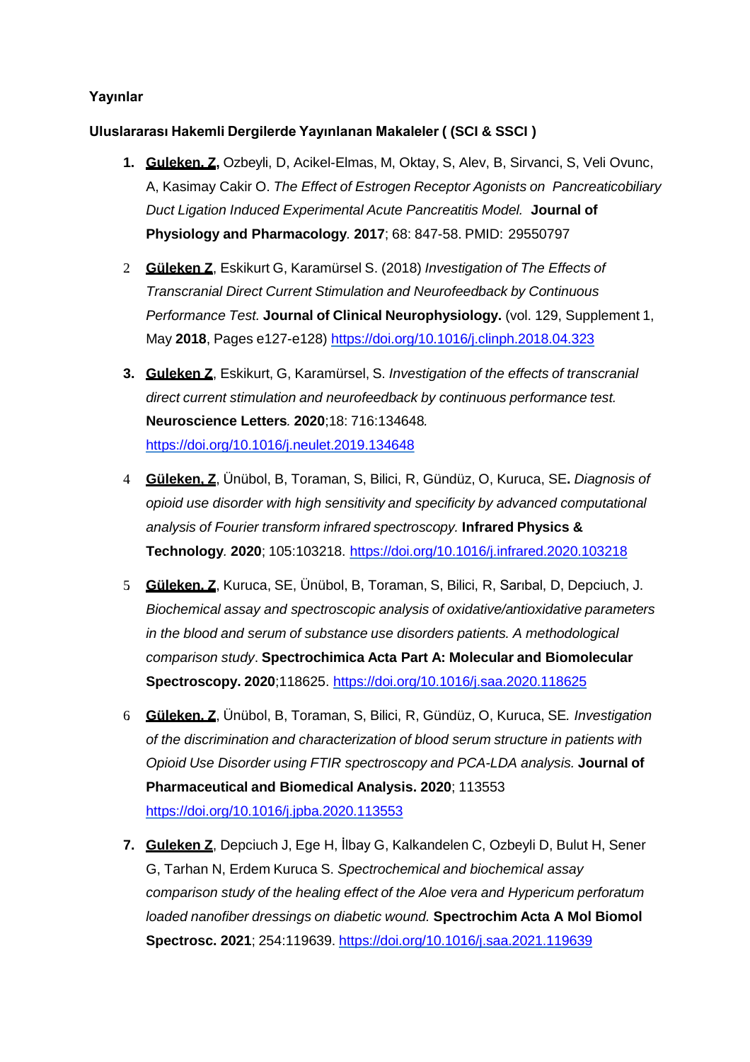**Yayınlar**

**Uluslararası Hakemli Dergilerde Yayınlanan Makaleler ( (SCI & SSCI )**

1. **Guleken, Z,** Ozbeyli, D, Acikel-Elmas, M, Oktay, S, Alev, B, Sirvanci, S, Veli Ovunc, A, Kasimay Cakir O. *The Effect of Estrogen Receptor Agonists on Pancreaticobiliary Duct Ligation Induced Experimental Acute Pancreatitis Model.* **Journal of Physiology and Pharmacology**. **2017**; 68: 847-58. PMID: 29550797

2. **Güleken Z**, Eskikurt G, Karamürsel S. (2018) *Investigation of The Effects of Transcranial Direct Current Stimulation and Neurofeedback by Continuous Performance Test.* **Journal of Clinical Neurophysiology.** (vol. 129, Supplement 1, May **2018**, Pages e127-e128) https://doi.org/10.1016/j.clinph.2018.04.323

3. **Guleken Z**, Eskikurt, G, Karamürsel, S. *Investigation of the effects of transcranial direct current stimulation and neurofeedback by continuous performance test.* **Neuroscience Letters**. **2020**;18: 716:134648. https://doi.org/10.1016/j.neulet.2019.134648

4. **Güleken, Z**, Ünübol, B, Toraman, S, Bilici, R, Gündüz, O, Kuruca, SE**.** *Diagnosis of opioid use disorder with high sensitivity and specificity by advanced computational analysis of Fourier transform infrared spectroscopy.* **Infrared Physics & Technology**. **2020**; 105:103218. https://doi.org/10.1016/j.infrared.2020.103218

5. **Güleken, Z**, Kuruca, SE, Ünübol, B, Toraman, S, Bilici, R, Sarıbal, D, Depciuch, J. *Biochemical assay and spectroscopic analysis of oxidative/antioxidative parameters in the blood and serum of substance use disorders patients. A methodological comparison study*. **Spectrochimica Acta Part A: Molecular and Biomolecular Spectroscopy. 2020**;118625. https://doi.org/10.1016/j.saa.2020.118625

6. **Güleken, Z**, Ünübol, B, Toraman, S, Bilici, R, Gündüz, O, Kuruca, SE*. Investigation of the discrimination and characterization of blood serum structure in patients with Opioid Use Disorder using FTIR spectroscopy and PCA-LDA analysis.* **Journal of Pharmaceutical and Biomedical Analysis. 2020**; 113553 https://doi.org/10.1016/j.jpba.2020.113553

7. **Guleken Z**, Depciuch J, Ege H, İlbay G, Kalkandelen C, Ozbeyli D, Bulut H, Sener G, Tarhan N, Erdem Kuruca S. *Spectrochemical and biochemical assay comparison study of the healing effect of the Aloe vera and Hypericum perforatum loaded nanofiber dressings on diabetic wound.* **Spectrochim Acta A Mol Biomol Spectrosc. 2021**; 254:119639. https://doi.org/10.1016/j.saa.2021.119639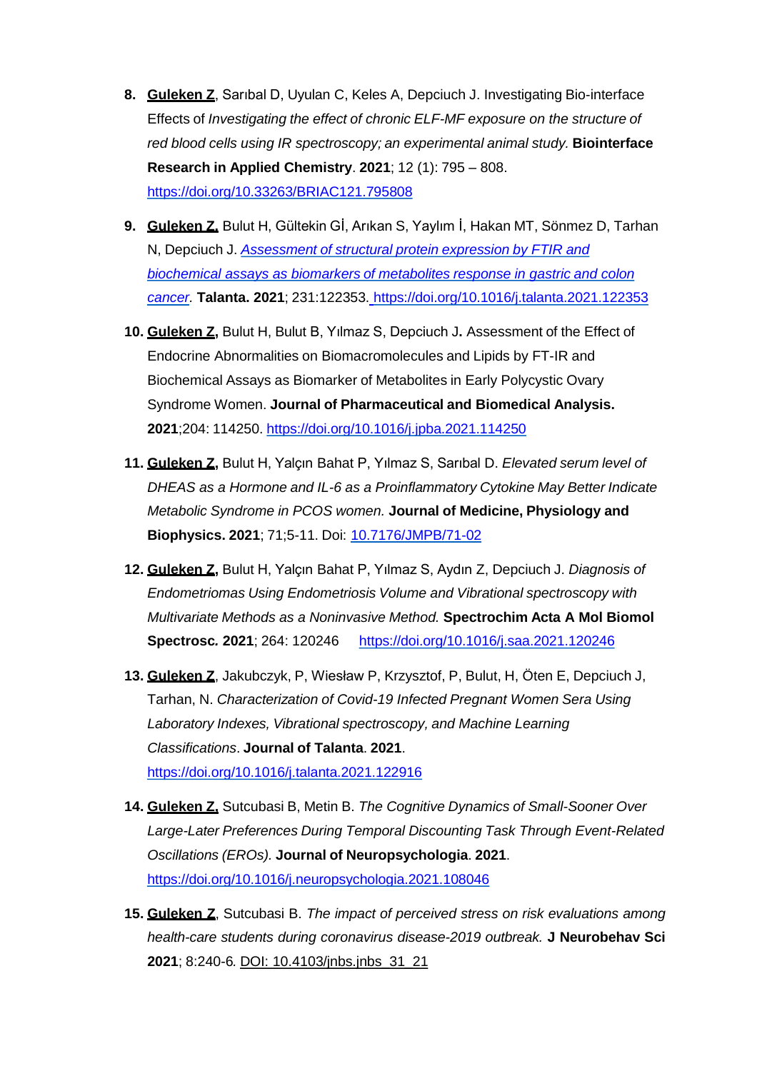8. **Guleken Z**, Sarıbal D, Uyulan C, Keles A, Depciuch J. Investigating Bio-interface Effects of *Investigating the effect of chronic ELF-MF exposure on the structure of red blood cells using IR spectroscopy; an experimental animal study.* **Biointerface Research in Applied Chemistry**. **2021**; 12 (1): 795 – 808. https://doi.org/10.33263/BRIAC121.795808

9. **Guleken Z,** Bulut H, Gültekin Gİ, Arıkan S, Yaylım İ, Hakan MT, Sönmez D, Tarhan N, Depciuch J. *Assessment of structural protein expression by FTIR and biochemical assays as biomarkers of metabolites response in gastric and colon cancer.* **Talanta. 2021**; 231:122353. https://doi.org/10.1016/j.talanta.2021.122353

10. **Guleken Z,** Bulut H, Bulut B, Yılmaz S, Depciuch J**.** Assessment of the Effect of Endocrine Abnormalities on Biomacromolecules and Lipids by FT-IR and Biochemical Assays as Biomarker of Metabolites in Early Polycystic Ovary Syndrome Women. **Journal of Pharmaceutical and Biomedical Analysis. 2021**;204: 114250. https://doi.org/10.1016/j.jpba.2021.114250

11. **Guleken Z,** Bulut H, Yalçın Bahat P, Yılmaz S, Sarıbal D. *Elevated serum level of DHEAS as a Hormone and IL-6 as a Proinflammatory Cytokine May Better Indicate Metabolic Syndrome in PCOS women.* **Journal of Medicine, Physiology and Biophysics. 2021**; 71;5-11. Doi: 10.7176/JMPB/71-02

12. **Guleken Z,** Bulut H, Yalçın Bahat P, Yılmaz S, Aydın Z, Depciuch J. *Diagnosis of Endometriomas Using Endometriosis Volume and Vibrational spectroscopy with Multivariate Methods as a Noninvasive Method.* **Spectrochim Acta A Mol Biomol Spectrosc. 2021**; 264: 120246 https://doi.org/10.1016/j.saa.2021.120246

13. **Guleken Z**, Jakubczyk, P, Wiesław P, Krzysztof, P, Bulut, H, Öten E, Depciuch J, Tarhan, N. *Characterization of Covid-19 Infected Pregnant Women Sera Using Laboratory Indexes, Vibrational spectroscopy, and Machine Learning Classifications*. **Journal of Talanta**. **2021**. https://doi.org/10.1016/j.talanta.2021.122916

14. **Guleken Z,** Sutcubasi B, Metin B. *The Cognitive Dynamics of Small-Sooner Over Large-Later Preferences During Temporal Discounting Task Through Event-Related Oscillations (EROs).* **Journal of Neuropsychologia**. **2021**. https://doi.org/10.1016/j.neuropsychologia.2021.108046

15. **Guleken Z**, Sutcubasi B. *The impact of perceived stress on risk evaluations among health-care students during coronavirus disease-2019 outbreak.* **J Neurobehav Sci 2021**; 8:240-6*.* DOI: 10.4103/jnbs.jnbs_31_21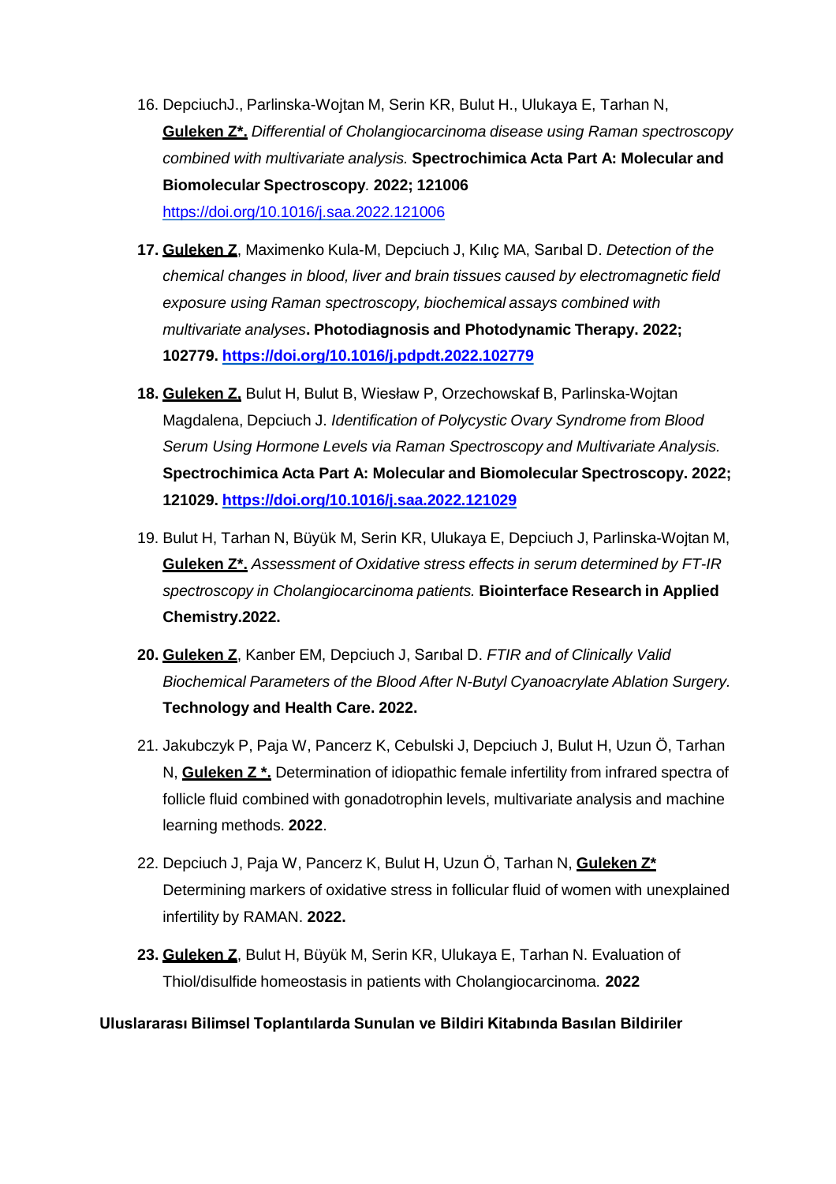16. DepciuchJ., Parlinska-Wojtan M, Serin KR, Bulut H., Ulukaya E, Tarhan N, **Guleken Z*.** *Differential of Cholangiocarcinoma disease using Raman spectroscopy combined with multivariate analysis.* **Spectrochimica Acta Part A: Molecular and Biomolecular Spectroscopy***.* **2022; 121006** https://doi.org/10.1016/j.saa.2022.121006

17. **Guleken Z**, Maximenko Kula-M, Depciuch J, Kılıç MA, Sarıbal D. *Detection of the chemical changes in blood, liver and brain tissues caused by electromagnetic field exposure using Raman spectroscopy, biochemical assays combined with multivariate analyses***. Photodiagnosis and Photodynamic Therapy. 2022; 102779. https://doi.org/10.1016/j.pdpdt.2022.102779**

18. **Guleken Z,** Bulut H, Bulut B, Wiesław P, Orzechowskaf B, Parlinska-Wojtan Magdalena, Depciuch J. *Identification of Polycystic Ovary Syndrome from Blood Serum Using Hormone Levels via Raman Spectroscopy and Multivariate Analysis.* **Spectrochimica Acta Part A: Molecular and Biomolecular Spectroscopy. 2022; 121029. https://doi.org/10.1016/j.saa.2022.121029**

19. Bulut H, Tarhan N, Büyük M, Serin KR, Ulukaya E, Depciuch J, Parlinska-Wojtan M, **Guleken Z*.** *Assessment of Oxidative stress effects in serum determined by FT-IR spectroscopy in Cholangiocarcinoma patients.* **Biointerface Research in Applied Chemistry.2022.**

20. **Guleken Z**, Kanber EM, Depciuch J, Sarıbal D. *FTIR and of Clinically Valid Biochemical Parameters of the Blood After N-Butyl Cyanoacrylate Ablation Surgery.* **Technology and Health Care. 2022.**

21. Jakubczyk P, Paja W, Pancerz K, Cebulski J, Depciuch J, Bulut H, Uzun Ö, Tarhan N, **Guleken Z *.** Determination of idiopathic female infertility from infrared spectra of follice fluid combined with gonadotrophin levels, multivariate analysis and machine learning methods. **2022**.

22. Depciuch J, Paja W, Pancerz K, Bulut H, Uzun Ö, Tarhan N, **Guleken Z*** Determining markers of oxidative stress in follicular fluid of women with unexplained infertility by RAMAN. **2022.**

23. **Guleken Z**, Bulut H, Büyük M, Serin KR, Ulukaya E, Tarhan N. Evaluation of Thiol/disulfide homeostasis in patients with Cholangiocarcinoma. **2022**

**Uluslararası Bilimsel Toplantılarda Sunulan ve Bildiri Kitabında Basılan Bildiriler**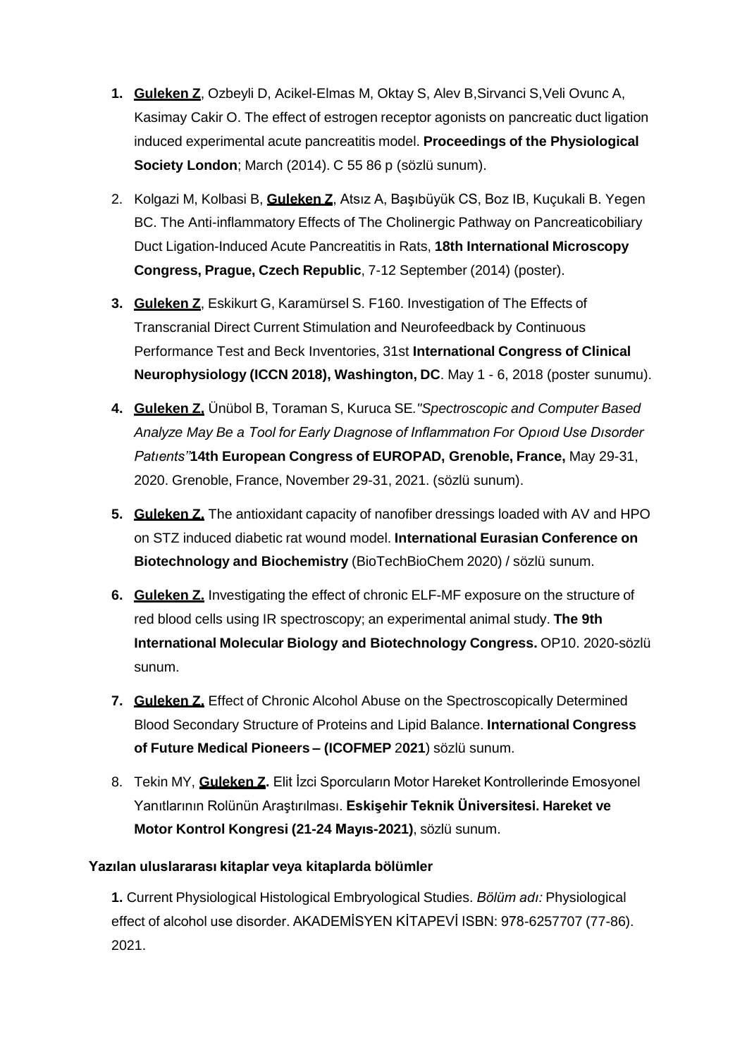1. **Guleken Z**, Ozbeyli D, Acikel-Elmas M, Oktay S, Alev B,Sirvanci S,Veli Ovunc A, Kasimay Cakir O. The effect of estrogen receptor agonists on pancreatic duct ligation induced experimental acute pancreatitis model. **Proceedings of the Physiological Society London**; March (2014). C 55 86 p (sözlü sunum).

2. Kolgazi M, Kolbasi B, **Guleken Z**, Atsız A, Başıbüyük CS, Boz IB, Kuçukali B. Yegen BC. The Anti-inflammatory Effects of The Cholinergic Pathway on Pancreaticobiliary Duct Ligation-Induced Acute Pancreatitis in Rats, **18th International Microscopy Congress, Prague, Czech Republic**, 7-12 September (2014) (poster).

3. **Guleken Z**, Eskikurt G, Karamürsel S. F160. Investigation of The Effects of Transcranial Direct Current Stimulation and Neurofeedback by Continuous Performance Test and Beck Inventories, 31st **International Congress of Clinical Neurophysiology (ICCN 2018), Washington, DC**. May 1 - 6, 2018 (poster sunumu).

4. **Guleken Z,** Ünübol B, Toraman S, Kuruca SE.*"Spectroscopic and Computer Based Analyze May Be a Tool for Early Dıagnose of Inflammatıon For Opıoıd Use Dısorder Patıents"***14th European Congress of EUROPAD, Grenoble, France,** May 29-31, 2020. Grenoble, France, November 29-31, 2021. (sözlü sunum).

5. **Guleken Z.** The antioxidant capacity of nanofiber dressings loaded with AV and HPO on STZ induced diabetic rat wound model. **International Eurasian Conference on Biotechnology and Biochemistry** (BioTechBioChem 2020) / sözlü sunum.

6. **Guleken Z.** Investigating the effect of chronic ELF-MF exposure on the structure of red blood cells using IR spectroscopy; an experimental animal study. **The 9th International Molecular Biology and Biotechnology Congress.** OP10. 2020-sözlü sunum.

7. **Guleken Z.** Effect of Chronic Alcohol Abuse on the Spectroscopically Determined Blood Secondary Structure of Proteins and Lipid Balance. **International Congress of Future Medical Pioneers – (ICOFMEP** 2**021**) sözlü sunum.

8. Tekin MY, **Guleken Z.** Elit İzci Sporcuların Motor Hareket Kontrollerinde Emosyonel Yanıtlarının Rolünün Araştırılması. **Eskişehir Teknik Üniversitesi. Hareket ve Motor Kontrol Kongresi (21-24 Mayıs-2021)**, sözlü sunum.

**Yazılan uluslararası kitaplar veya kitaplarda bölümler**

**1.** Current Physiological Histological Embryological Studies. *Bölüm adı:* Physiological effect of alcohol use disorder. AKADEMİSYEN KİTAPEVİ ISBN: 978-6257707 (77-86). 2021.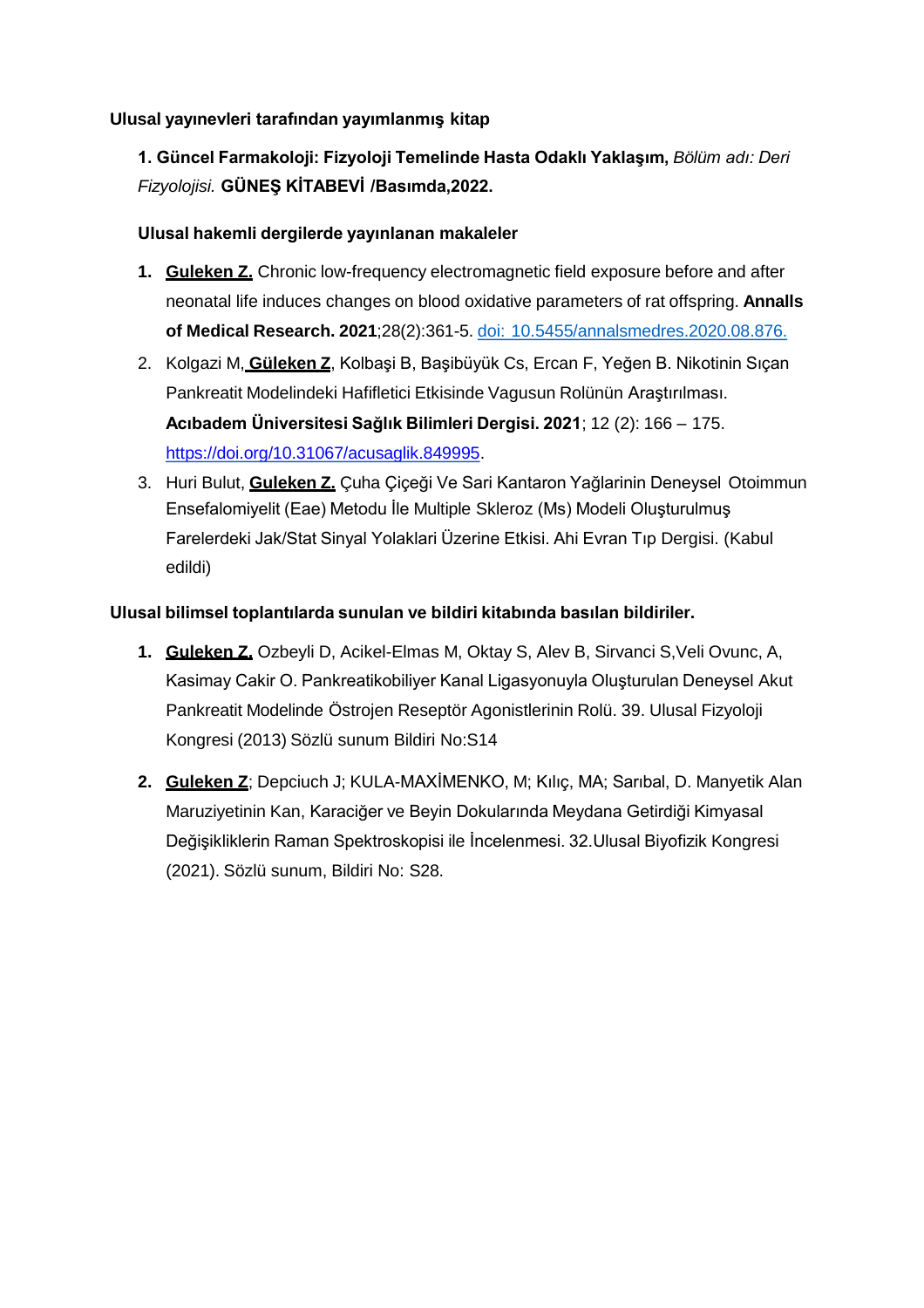**Ulusal yayınevleri tarafından yayımlanmış kitap**

1. **Güncel Farmakoloji: Fizyoloji Temelinde Hasta Odaklı Yaklaşım,** *Bölüm adı: Deri Fizyolojisi.* **GÜNEŞ KİTABEVİ /Basımda,2022.**

**Ulusal hakemli dergilerde yayınlanan makaleler**

1. **Guleken Z.** Chronic low-frequency electromagnetic field exposure before and after neonatal life induces changes on blood oxidative parameters of rat offspring. **Annalls of Medical Research. 2021**;28(2):361-5. doi: 10.5455/annalsmedres.2020.08.876.
2. Kolgazi M, **Güleken Z**, Kolbaşi B, Başıbüyük Cs, Ercan F, Yeğen B. Nikotinin Sıçan Pankreatit Modelindeki Hafifletici Etkisinde Vagusun Rolünün Araştırılması. **Acıbadem Üniversitesi Sağlık Bilimleri Dergisi. 2021**; 12 (2): 166 – 175. https://doi.org/10.31067/acusaglik.849995.
3. Huri Bulut, **Guleken Z.** Çuha Çiçeği Ve Sari Kantaron Yağlarinin Deneysel Otoimmun Ensefalomiyelit (Eae) Metodu İle Multiple Skleroz (Ms) Modeli Oluşturulmuş Farelerdeki Jak/Stat Sinyal Yolaklari Üzerine Etkisi. Ahi Evran Tıp Dergisi. (Kabul edildi)

**Ulusal bilimsel toplantılarda sunulan ve bildiri kitabında basılan bildiriler.**

1. **Guleken Z.** Ozbeyli D, Acikel-Elmas M, Oktay S, Alev B, Sirvanci S,Veli Ovunc, A, Kasimay Cakir O. Pankreatikobiliyer Kanal Ligasyonuyla Oluşturulan Deneysel Akut Pankreatit Modelinde Östrojen Reseptör Agonistlerinin Rolü. 39. Ulusal Fizyoloji Kongresi (2013) Sözlü sunum Bildiri No:S14
2. **Guleken Z**; Depciuch J; KULA-MAXİMENKO, M; Kılıç, MA; Sarıbal, D. Manyetik Alan Maruziyetinin Kan, Karaciğer ve Beyin Dokularında Meydana Getirdiği Kimyasal Değişikliklerin Raman Spektroskopisi ile İncelenmesi. 32.Ulusal Biyofizik Kongresi (2021). Sözlü sunum, Bildiri No: S28.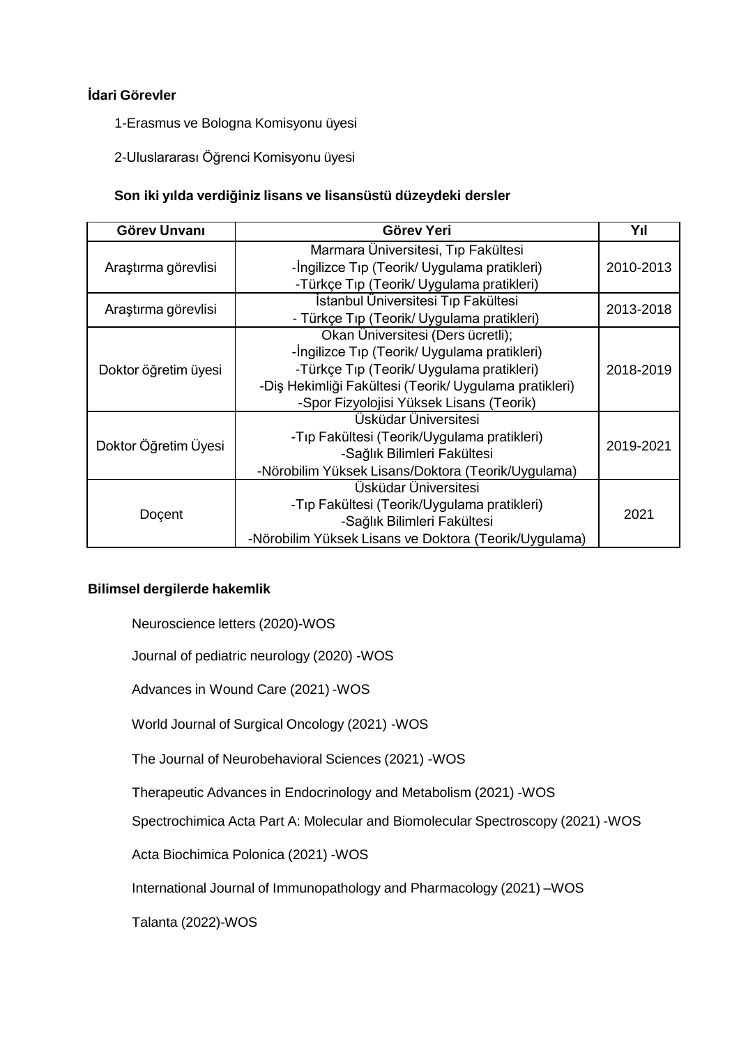### İdari Görevler

1-Erasmus ve Bologna Komisyonu üyesi

2-Uluslararası Öğrenci Komisyonu üyesi

**Son iki yılda verdiğiniz lisans ve lisansüstü düzeydeki dersler**

| Görev Unvanı | Görev Yeri | Yıl |
|---|---|---|
| Araştırma görevlisi | Marmara Üniversitesi, Tıp Fakültesi<br>-İngilizce Tıp (Teorik/ Uygulama pratikleri)<br>-Türkçe Tıp (Teorik/ Uygulama pratikleri) | 2010-2013 |
| Araştırma görevlisi | İstanbul Üniversitesi Tıp Fakültesi<br>- Türkçe Tıp (Teorik/ Uygulama pratikleri) | 2013-2018 |
| Doktor öğretim üyesi | Okan Üniversitesi (Ders ücretli);<br>-İngilizce Tıp (Teorik/ Uygulama pratikleri)<br>-Türkçe Tıp (Teorik/ Uygulama pratikleri)<br>-Diş Hekimliği Fakültesi (Teorik/ Uygulama pratikleri)<br>-Spor Fizyolojisi Yüksek Lisans (Teorik) | 2018-2019 |
| Doktor Öğretim Üyesi | Üsküdar Üniversitesi<br>-Tıp Fakültesi (Teorik/Uygulama pratikleri)<br>-Sağlık Bilimleri Fakültesi<br>-Nörobilim Yüksek Lisans/Doktora (Teorik/Uygulama) | 2019-2021 |
| Doçent | Üsküdar Üniversitesi<br>-Tıp Fakültesi (Teorik/Uygulama pratikleri)<br>-Sağlık Bilimleri Fakültesi<br>-Nörobilim Yüksek Lisans ve Doktora (Teorik/Uygulama) | 2021 |

### Bilimsel dergilerde hakemlik

Neuroscience letters (2020)-WOS

Journal of pediatric neurology (2020) -WOS

Advances in Wound Care (2021) -WOS

World Journal of Surgical Oncology (2021) -WOS

The Journal of Neurobehavioral Sciences (2021) -WOS

Therapeutic Advances in Endocrinology and Metabolism (2021) -WOS

Spectrochimica Acta Part A: Molecular and Biomolecular Spectroscopy (2021) -WOS

Acta Biochimica Polonica (2021) -WOS

International Journal of Immunopathology and Pharmacology (2021) –WOS

Talanta (2022)-WOS